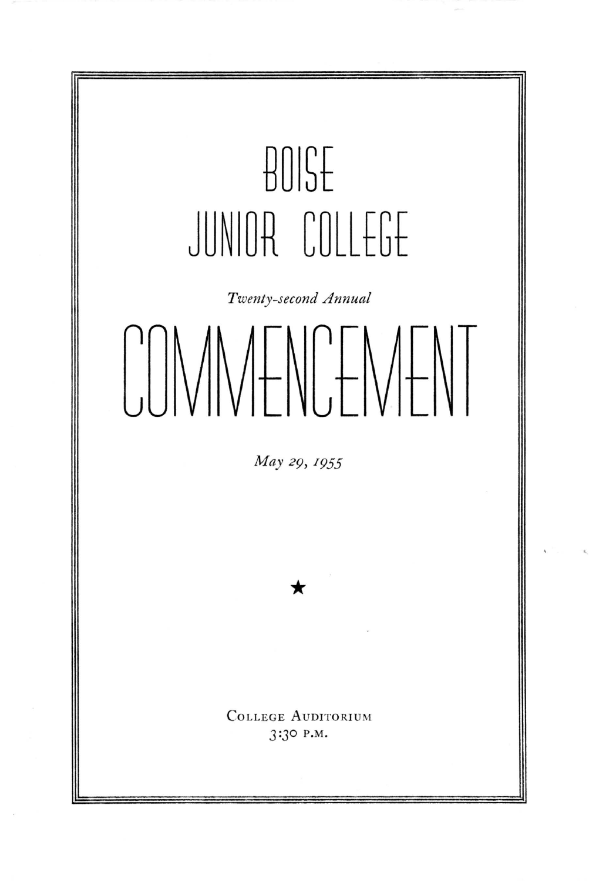# BOISE JUNIOR COLLEGE

*Twenty-second Annual*

# COMMENCEMENT

*May 29, 1955*

★

College Auditorium
3:30 P.M.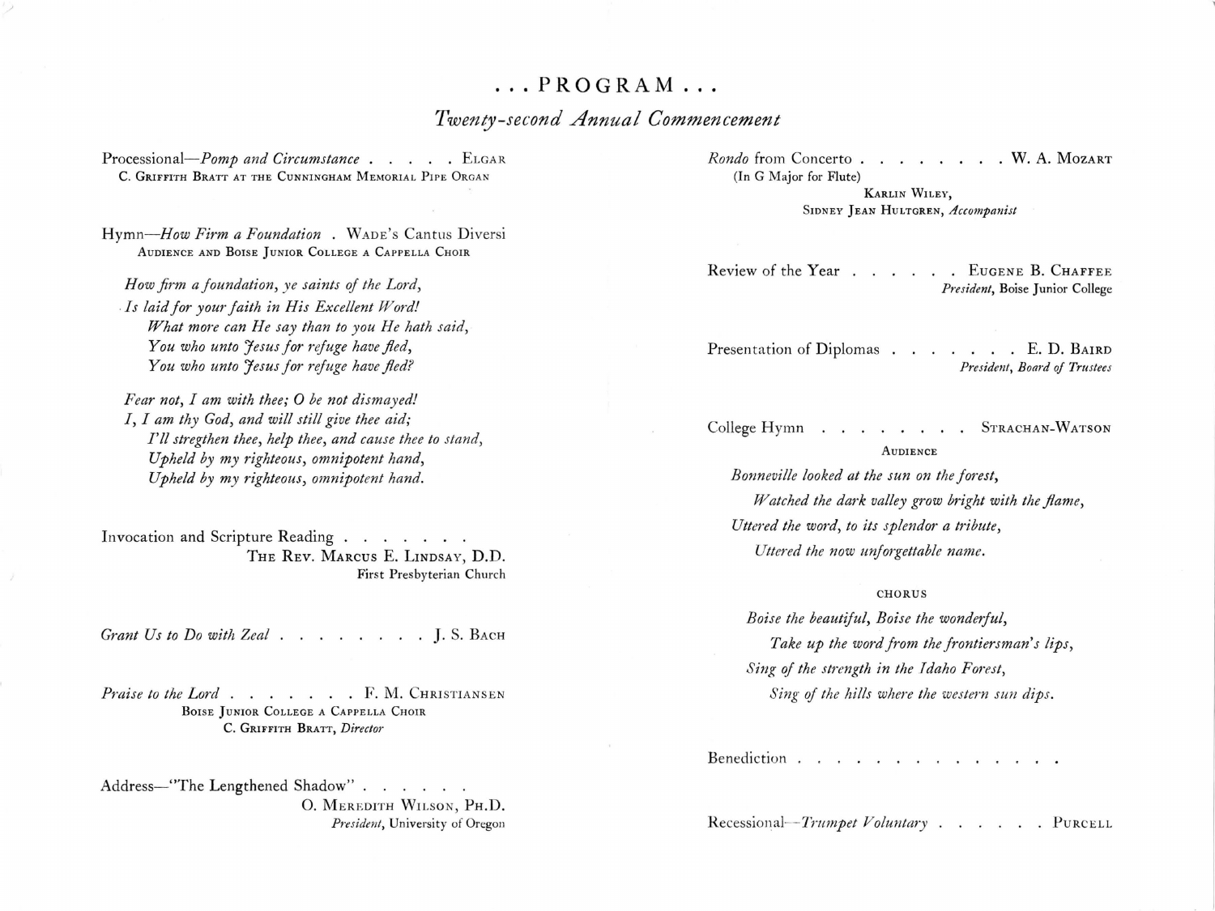# . . . PROGRAM . . .

## *Twenty-second Annual Commencement*

Processional—*Pomp and Circumstance* . . . . . ELGAR
C. GRIFFITH BRATT AT THE CUNNINGHAM MEMORIAL PIPE ORGAN

Hymn—*How Firm a Foundation* . WADE'S Cantus Diversi
AUDIENCE AND BOISE JUNIOR COLLEGE A CAPPELLA CHOIR

*How firm a foundation, ye saints of the Lord,*
*Is laid for your faith in His Excellent Word!*
*What more can He say than to you He hath said,*
*You who unto Jesus for refuge have fled,*
*You who unto Jesus for refuge have fled?*

*Fear not, I am with thee; O be not dismayed!*
*I, I am thy God, and will still give thee aid;*
*I'll stregthen thee, help thee, and cause thee to stand,*
*Upheld by my righteous, omnipotent hand,*
*Upheld by my righteous, omnipotent hand.*

Invocation and Scripture Reading . . . . . . .
THE REV. MARCUS E. LINDSAY, D.D.
First Presbyterian Church

*Grant Us to Do with Zeal* . . . . . . . . . J. S. BACH

*Praise to the Lord* . . . . . . . F. M. CHRISTIANSEN
BOISE JUNIOR COLLEGE A CAPPELLA CHOIR
C. GRIFFITH BRATT, *Director*

Address—"The Lengthened Shadow" . . . . . .
O. MEREDITH WILSON, PH.D.
*President*, University of Oregon

*Rondo* from Concerto . . . . . . . . . W. A. MOZART
(In G Major for Flute)
KARLIN WILEY,
SIDNEY JEAN HULTGREN, *Accompanist*

Review of the Year . . . . . . EUGENE B. CHAFFEE
*President*, Boise Junior College

Presentation of Diplomas . . . . . . . . E. D. BAIRD
*President, Board of Trustees*

College Hymn . . . . . . . . . STRACHAN-WATSON
AUDIENCE

*Bonneville looked at the sun on the forest,*
*Watched the dark valley grow bright with the flame,*
*Uttered the word, to its splendor a tribute,*
*Uttered the now unforgettable name.*

CHORUS

*Boise the beautiful, Boise the wonderful,*
*Take up the word from the frontiersman's lips,*
*Sing of the strength in the Idaho Forest,*
*Sing of the hills where the western sun dips.*

Benediction . . . . . . . . . . . . . . .

Recessional—*Trumpet Voluntary* . . . . . . PURCELL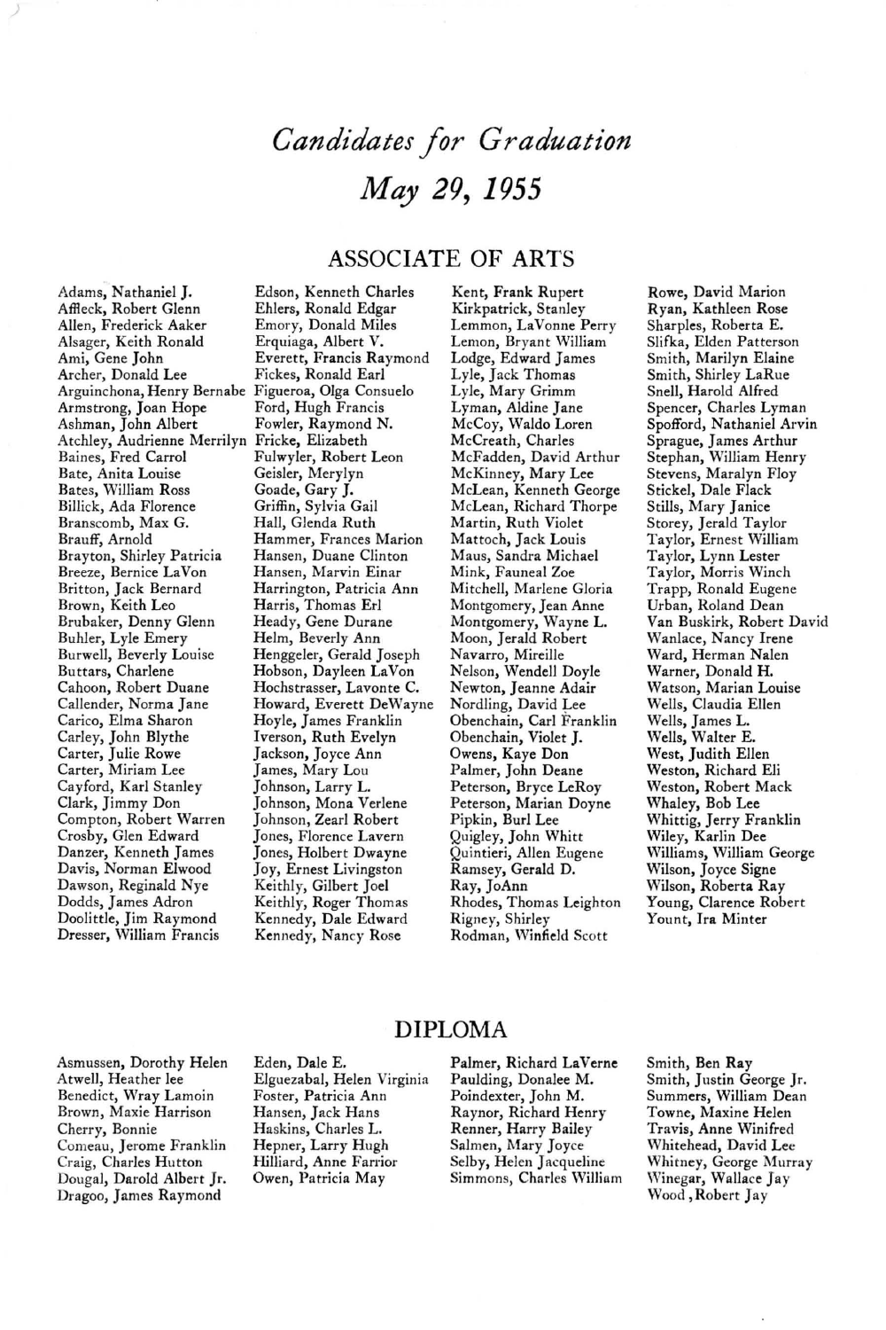# *Candidates for Graduation*

## *May 29, 1955*

### ASSOCIATE OF ARTS

Adams, Nathaniel J.
Affleck, Robert Glenn
Allen, Frederick Aaker
Alsager, Keith Ronald
Ami, Gene John
Archer, Donald Lee
Arguinchona, Henry Bernabe
Armstrong, Joan Hope
Ashman, John Albert
Atchley, Audrienne Merrilyn
Baines, Fred Carrol
Bate, Anita Louise
Bates, William Ross
Billick, Ada Florence
Branscomb, Max G.
Brauff, Arnold
Brayton, Shirley Patricia
Breeze, Bernice LaVon
Britton, Jack Bernard
Brown, Keith Leo
Brubaker, Denny Glenn
Buhler, Lyle Emery
Burwell, Beverly Louise
Buttars, Charlene
Cahoon, Robert Duane
Callender, Norma Jane
Carico, Elma Sharon
Carley, John Blythe
Carter, Julie Rowe
Carter, Miriam Lee
Cayford, Karl Stanley
Clark, Jimmy Don
Compton, Robert Warren
Crosby, Glen Edward
Danzer, Kenneth James
Davis, Norman Elwood
Dawson, Reginald Nye
Dodds, James Adron
Doolittle, Jim Raymond
Dresser, William Francis
Edson, Kenneth Charles
Ehlers, Ronald Edgar
Emory, Donald Miles
Erquiaga, Albert V.
Everett, Francis Raymond
Fickes, Ronald Earl
Figueroa, Olga Consuelo
Ford, Hugh Francis
Fowler, Raymond N.
Fricke, Elizabeth
Fulwyler, Robert Leon
Geisler, Merylyn
Goade, Gary J.
Griffin, Sylvia Gail
Hall, Glenda Ruth
Hammer, Frances Marion
Hansen, Duane Clinton
Hansen, Marvin Einar
Harrington, Patricia Ann
Harris, Thomas Erl
Heady, Gene Durane
Helm, Beverly Ann
Henggeler, Gerald Joseph
Hobson, Dayleen LaVon
Hochstrasser, Lavonte C.
Howard, Everett DeWayne
Hoyle, James Franklin
Iverson, Ruth Evelyn
Jackson, Joyce Ann
James, Mary Lou
Johnson, Larry L.
Johnson, Mona Verlene
Johnson, Zearl Robert
Jones, Florence Lavern
Jones, Holbert Dwayne
Joy, Ernest Livingston
Keithly, Gilbert Joel
Keithly, Roger Thomas
Kennedy, Dale Edward
Kennedy, Nancy Rose
Kent, Frank Rupert
Kirkpatrick, Stanley
Lemmon, LaVonne Perry
Lemon, Bryant William
Lodge, Edward James
Lyle, Jack Thomas
Lyle, Mary Grimm
Lyman, Aldine Jane
McCoy, Waldo Loren
McCreath, Charles
McFadden, David Arthur
McKinney, Mary Lee
McLean, Kenneth George
McLean, Richard Thorpe
Martin, Ruth Violet
Mattoch, Jack Louis
Maus, Sandra Michael
Mink, Fauneal Zoe
Mitchell, Marlene Gloria
Montgomery, Jean Anne
Montgomery, Wayne L.
Moon, Jerald Robert
Navarro, Mireille
Nelson, Wendell Doyle
Newton, Jeanne Adair
Nordling, David Lee
Obenchain, Carl Franklin
Obenchain, Violet J.
Owens, Kaye Don
Palmer, John Deane
Peterson, Bryce LeRoy
Peterson, Marian Doyne
Pipkin, Burl Lee
Quigley, John Whitt
Quintieri, Allen Eugene
Ramsey, Gerald D.
Ray, JoAnn
Rhodes, Thomas Leighton
Rigney, Shirley
Rodman, Winfield Scott
Rowe, David Marion
Ryan, Kathleen Rose
Sharples, Roberta E.
Slifka, Elden Patterson
Smith, Marilyn Elaine
Smith, Shirley LaRue
Snell, Harold Alfred
Spencer, Charles Lyman
Spofford, Nathaniel Arvin
Sprague, James Arthur
Stephan, William Henry
Stevens, Maralyn Floy
Stickel, Dale Flack
Stills, Mary Janice
Storey, Jerald Taylor
Taylor, Ernest William
Taylor, Lynn Lester
Taylor, Morris Winch
Trapp, Ronald Eugene
Urban, Roland Dean
Van Buskirk, Robert David
Wanlace, Nancy Irene
Ward, Herman Nalen
Warner, Donald H.
Watson, Marian Louise
Wells, Claudia Ellen
Wells, James L.
Wells, Walter E.
West, Judith Ellen
Weston, Richard Eli
Weston, Robert Mack
Whaley, Bob Lee
Whittig, Jerry Franklin
Wiley, Karlin Dee
Williams, William George
Wilson, Joyce Signe
Wilson, Roberta Ray
Young, Clarence Robert
Yount, Ira Minter

### DIPLOMA

Asmussen, Dorothy Helen
Atwell, Heather lee
Benedict, Wray Lamoin
Brown, Maxie Harrison
Cherry, Bonnie
Comeau, Jerome Franklin
Craig, Charles Hutton
Dougal, Darold Albert Jr.
Dragoo, James Raymond
Eden, Dale E.
Elguezabal, Helen Virginia
Foster, Patricia Ann
Hansen, Jack Hans
Haskins, Charles L.
Hepner, Larry Hugh
Hilliard, Anne Farrior
Owen, Patricia May
Palmer, Richard LaVerne
Paulding, Donalee M.
Poindexter, John M.
Raynor, Richard Henry
Renner, Harry Bailey
Salmen, Mary Joyce
Selby, Helen Jacqueline
Simmons, Charles William
Smith, Ben Ray
Smith, Justin George Jr.
Summers, William Dean
Towne, Maxine Helen
Travis, Anne Winifred
Whitehead, David Lee
Whitney, George Murray
Winegar, Wallace Jay
Wood, Robert Jay